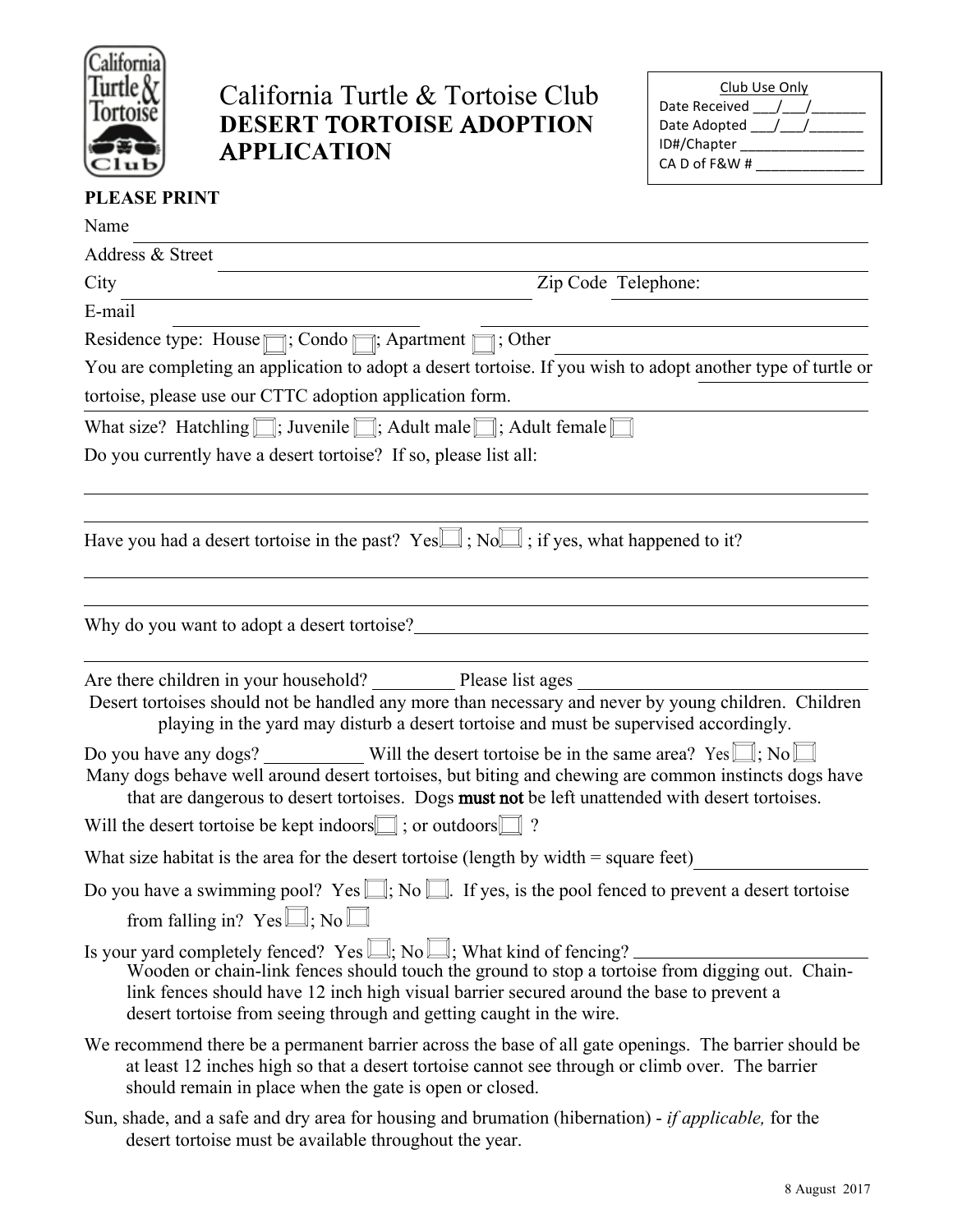# California Turtle & Tortoise Club

## DESERT TORTOISE ADOPTION APPLICATION

Club Use Only
Date Received ___/___/_______
Date Adopted ___/___/_______
ID#/Chapter _______________
CA D of F&W # _____________

**PLEASE PRINT**

Name ______________________________________________

Address & Street ______________________________________________

City ______________________________ Zip Code Telephone: ______________

E-mail ______________ ______________________________

Residence type: House ☐; Condo ☐; Apartment ☐; Other ______________

You are completing an application to adopt a desert tortoise. If you wish to adopt another type of turtle or tortoise, please use our CTTC adoption application form.

What size? Hatchling ☐; Juvenile ☐; Adult male ☐; Adult female ☐

Do you currently have a desert tortoise? If so, please list all:

______________________________________________

______________________________________________

Have you had a desert tortoise in the past? Yes ☐ ; No ☐ ; if yes, what happened to it?

______________________________________________

______________________________________________

Why do you want to adopt a desert tortoise? ______________________________

______________________________________________

Are there children in your household? ________ Please list ages ______________

Desert tortoises should not be handled any more than necessary and never by young children. Children playing in the yard may disturb a desert tortoise and must be supervised accordingly.

Do you have any dogs? __________ Will the desert tortoise be in the same area? Yes ☐; No ☐

Many dogs behave well around desert tortoises, but biting and chewing are common instincts dogs have that are dangerous to desert tortoises. Dogs **must not** be left unattended with desert tortoises.

Will the desert tortoise be kept indoors ☐ ; or outdoors ☐ ?

What size habitat is the area for the desert tortoise (length by width = square feet) ______________

Do you have a swimming pool? Yes ☐; No ☐. If yes, is the pool fenced to prevent a desert tortoise from falling in? Yes ☐; No ☐

Is your yard completely fenced? Yes ☐; No ☐; What kind of fencing? ______________

Wooden or chain-link fences should touch the ground to stop a tortoise from digging out. Chain-link fences should have 12 inch high visual barrier secured around the base to prevent a desert tortoise from seeing through and getting caught in the wire.

We recommend there be a permanent barrier across the base of all gate openings. The barrier should be at least 12 inches high so that a desert tortoise cannot see through or climb over. The barrier should remain in place when the gate is open or closed.

Sun, shade, and a safe and dry area for housing and brumation (hibernation) - *if applicable,* for the desert tortoise must be available throughout the year.

8 August 2017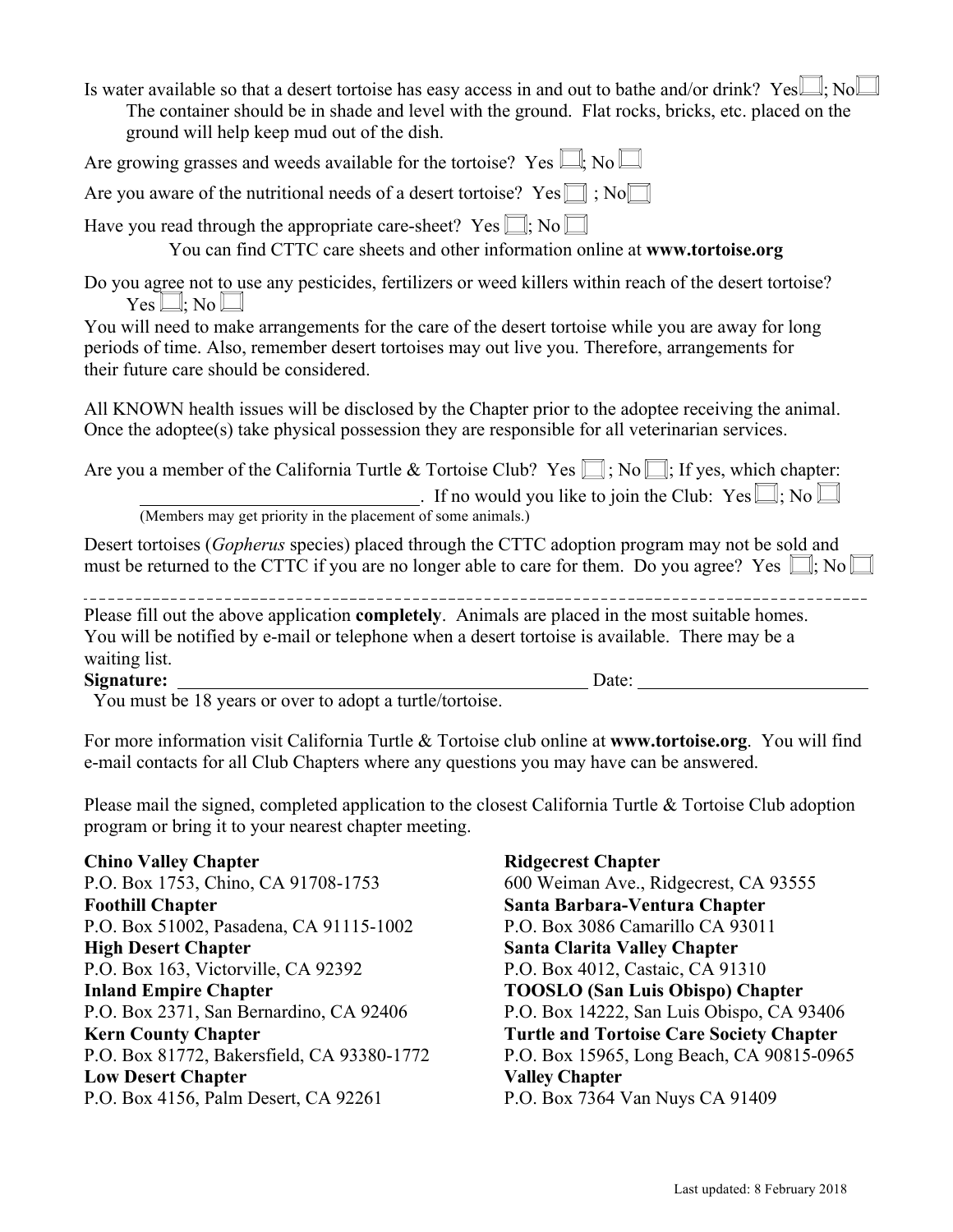Is water available so that a desert tortoise has easy access in and out to bathe and/or drink? Yes ☐; No ☐

The container should be in shade and level with the ground. Flat rocks, bricks, etc. placed on the ground will help keep mud out of the dish.

Are growing grasses and weeds available for the tortoise? Yes ☐; No ☐

Are you aware of the nutritional needs of a desert tortoise? Yes ☐ ; No ☐

Have you read through the appropriate care-sheet? Yes ☐; No ☐

You can find CTTC care sheets and other information online at **www.tortoise.org**

Do you agree not to use any pesticides, fertilizers or weed killers within reach of the desert tortoise? Yes ☐; No ☐

You will need to make arrangements for the care of the desert tortoise while you are away for long periods of time. Also, remember desert tortoises may out live you. Therefore, arrangements for their future care should be considered.

All KNOWN health issues will be disclosed by the Chapter prior to the adoptee receiving the animal. Once the adoptee(s) take physical possession they are responsible for all veterinarian services.

Are you a member of the California Turtle & Tortoise Club? Yes ☐ ; No ☐; If yes, which chapter: ______________________________. If no would you like to join the Club: Yes ☐; No ☐

(Members may get priority in the placement of some animals.)

Desert tortoises (*Gopherus* species) placed through the CTTC adoption program may not be sold and must be returned to the CTTC if you are no longer able to care for them. Do you agree? Yes ☐; No ☐

---

Please fill out the above application **completely**. Animals are placed in the most suitable homes. You will be notified by e-mail or telephone when a desert tortoise is available. There may be a waiting list.

**Signature:** ____________________________________________ Date: _________________________

You must be 18 years or over to adopt a turtle/tortoise.

For more information visit California Turtle & Tortoise club online at **www.tortoise.org**. You will find e-mail contacts for all Club Chapters where any questions you may have can be answered.

Please mail the signed, completed application to the closest California Turtle & Tortoise Club adoption program or bring it to your nearest chapter meeting.

**Chino Valley Chapter**
P.O. Box 1753, Chino, CA 91708-1753

**Foothill Chapter**
P.O. Box 51002, Pasadena, CA 91115-1002

**High Desert Chapter**
P.O. Box 163, Victorville, CA 92392

**Inland Empire Chapter**
P.O. Box 2371, San Bernardino, CA 92406

**Kern County Chapter**
P.O. Box 81772, Bakersfield, CA 93380-1772

**Low Desert Chapter**
P.O. Box 4156, Palm Desert, CA 92261

**Ridgecrest Chapter**
600 Weiman Ave., Ridgecrest, CA 93555

**Santa Barbara-Ventura Chapter**
P.O. Box 3086 Camarillo CA 93011

**Santa Clarita Valley Chapter**
P.O. Box 4012, Castaic, CA 91310

**TOOSLO (San Luis Obispo) Chapter**
P.O. Box 14222, San Luis Obispo, CA 93406

**Turtle and Tortoise Care Society Chapter**
P.O. Box 15965, Long Beach, CA 90815-0965

**Valley Chapter**
P.O. Box 7364 Van Nuys CA 91409

Last updated: 8 February 2018